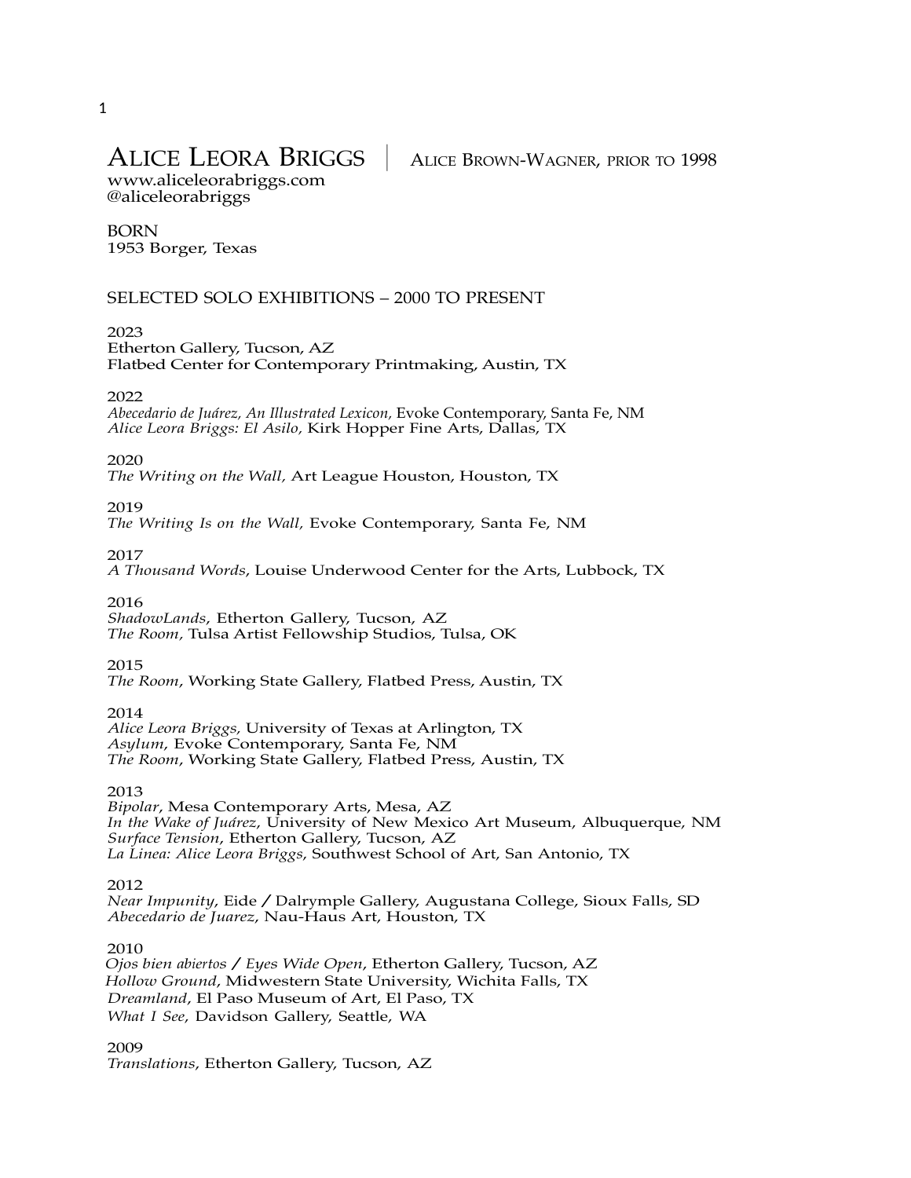# ALICE LEORA BRIGGS | ALICE BROWN-WAGNER, PRIOR TO 1998

www.aliceleorabriggs.com
@aliceleorabriggs

BORN
1953 Borger, Texas

## SELECTED SOLO EXHIBITIONS – 2000 TO PRESENT

2023
Etherton Gallery, Tucson, AZ
Flatbed Center for Contemporary Printmaking, Austin, TX

2022
*Abecedario de Juárez, An Illustrated Lexicon,* Evoke Contemporary, Santa Fe, NM
*Alice Leora Briggs: El Asilo,* Kirk Hopper Fine Arts, Dallas, TX

2020
*The Writing on the Wall,* Art League Houston, Houston, TX

2019
*The Writing Is on the Wall,* Evoke Contemporary, Santa Fe, NM

2017
*A Thousand Words*, Louise Underwood Center for the Arts, Lubbock, TX

2016
*ShadowLands*, Etherton Gallery, Tucson, AZ
*The Room*, Tulsa Artist Fellowship Studios, Tulsa, OK

2015
*The Room*, Working State Gallery, Flatbed Press, Austin, TX

2014
*Alice Leora Briggs,* University of Texas at Arlington, TX
*Asylum*, Evoke Contemporary, Santa Fe, NM
*The Room*, Working State Gallery, Flatbed Press, Austin, TX

2013
*Bipolar*, Mesa Contemporary Arts, Mesa, AZ
*In the Wake of Juárez*, University of New Mexico Art Museum, Albuquerque, NM
*Surface Tension*, Etherton Gallery, Tucson, AZ
*La Linea: Alice Leora Briggs*, Southwest School of Art, San Antonio, TX

2012
*Near Impunity*, Eide / Dalrymple Gallery, Augustana College, Sioux Falls, SD
*Abecedario de Juarez*, Nau-Haus Art, Houston, TX

2010
*Ojos bien abiertos / Eyes Wide Open*, Etherton Gallery, Tucson, AZ
*Hollow Ground*, Midwestern State University, Wichita Falls, TX
*Dreamland*, El Paso Museum of Art, El Paso, TX
*What I See*, Davidson Gallery, Seattle, WA

2009
*Translations*, Etherton Gallery, Tucson, AZ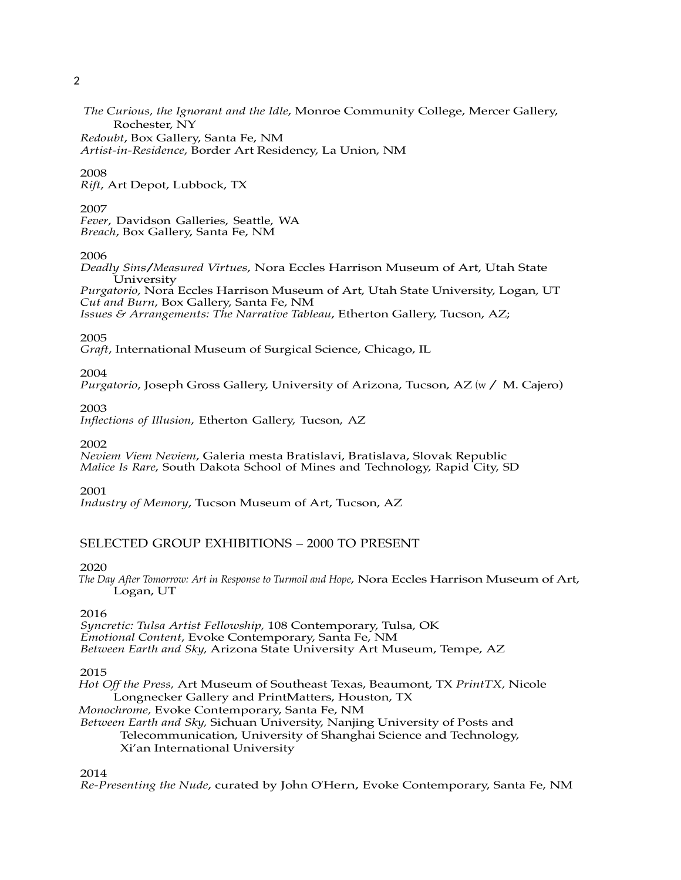*The Curious, the Ignorant and the Idle*, Monroe Community College, Mercer Gallery, Rochester, NY
*Redoubt*, Box Gallery, Santa Fe, NM
*Artist-in-Residence*, Border Art Residency, La Union, NM

2008
*Rift*, Art Depot, Lubbock, TX

2007
*Fever*, Davidson Galleries, Seattle, WA
*Breach*, Box Gallery, Santa Fe, NM

2006
*Deadly Sins/Measured Virtues*, Nora Eccles Harrison Museum of Art, Utah State University
*Purgatorio*, Nora Eccles Harrison Museum of Art, Utah State University, Logan, UT
*Cut and Burn*, Box Gallery, Santa Fe, NM
*Issues & Arrangements: The Narrative Tableau*, Etherton Gallery, Tucson, AZ;

2005
*Graft*, International Museum of Surgical Science, Chicago, IL

2004
*Purgatorio*, Joseph Gross Gallery, University of Arizona, Tucson, AZ (w / M. Cajero)

2003
*Inflections of Illusion*, Etherton Gallery, Tucson, AZ

2002
*Neviem Viem Neviem*, Galeria mesta Bratislavi, Bratislava, Slovak Republic
*Malice Is Rare*, South Dakota School of Mines and Technology, Rapid City, SD

2001
*Industry of Memory*, Tucson Museum of Art, Tucson, AZ

## SELECTED GROUP EXHIBITIONS – 2000 TO PRESENT

2020
*The Day After Tomorrow: Art in Response to Turmoil and Hope*, Nora Eccles Harrison Museum of Art, Logan, UT

2016
*Syncretic: Tulsa Artist Fellowship*, 108 Contemporary, Tulsa, OK
*Emotional Content*, Evoke Contemporary, Santa Fe, NM
*Between Earth and Sky*, Arizona State University Art Museum, Tempe, AZ

2015
*Hot Off the Press*, Art Museum of Southeast Texas, Beaumont, TX *PrintTX*, Nicole Longnecker Gallery and PrintMatters, Houston, TX
*Monochrome*, Evoke Contemporary, Santa Fe, NM
*Between Earth and Sky*, Sichuan University, Nanjing University of Posts and Telecommunication, University of Shanghai Science and Technology, Xi'an International University

2014
*Re-Presenting the Nude*, curated by John O'Hern, Evoke Contemporary, Santa Fe, NM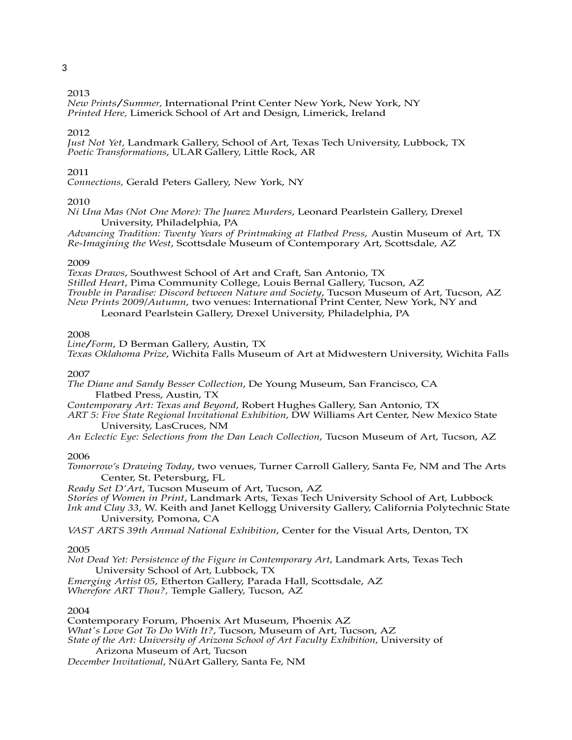2013

*New Prints/Summer,* International Print Center New York, New York, NY
*Printed Here,* Limerick School of Art and Design, Limerick, Ireland

2012

*Just Not Yet,* Landmark Gallery, School of Art, Texas Tech University, Lubbock, TX
*Poetic Transformations*, ULAR Gallery, Little Rock, AR

2011

*Connections,* Gerald Peters Gallery, New York, NY

2010

*Ni Una Mas (Not One More): The Juarez Murders*, Leonard Pearlstein Gallery, Drexel University, Philadelphia, PA
*Advancing Tradition: Twenty Years of Printmaking at Flatbed Press*, Austin Museum of Art, TX
*Re-Imagining the West*, Scottsdale Museum of Contemporary Art, Scottsdale, AZ

2009

*Texas Draws*, Southwest School of Art and Craft, San Antonio, TX
*Stilled Heart*, Pima Community College, Louis Bernal Gallery, Tucson, AZ
*Trouble in Paradise: Discord between Nature and Society*, Tucson Museum of Art, Tucson, AZ
*New Prints 2009/Autumn*, two venues: International Print Center, New York, NY and Leonard Pearlstein Gallery, Drexel University, Philadelphia, PA

2008

*Line/Form*, D Berman Gallery, Austin, TX
*Texas Oklahoma Prize*, Wichita Falls Museum of Art at Midwestern University, Wichita Falls

2007

*The Diane and Sandy Besser Collection*, De Young Museum, San Francisco, CA
Flatbed Press, Austin, TX
*Contemporary Art: Texas and Beyond*, Robert Hughes Gallery, San Antonio, TX
*ART 5: Five State Regional Invitational Exhibition*, DW Williams Art Center, New Mexico State University, LasCruces, NM
*An Eclectic Eye: Selections from the Dan Leach Collection*, Tucson Museum of Art, Tucson, AZ

2006

*Tomorrow's Drawing Today*, two venues, Turner Carroll Gallery, Santa Fe, NM and The Arts Center, St. Petersburg, FL
*Ready Set D'Art*, Tucson Museum of Art, Tucson, AZ
*Stories of Women in Print*, Landmark Arts, Texas Tech University School of Art, Lubbock
*Ink and Clay 33*, W. Keith and Janet Kellogg University Gallery, California Polytechnic State University, Pomona, CA
*VAST ARTS 39th Annual National Exhibition*, Center for the Visual Arts, Denton, TX

2005

*Not Dead Yet: Persistence of the Figure in Contemporary Art*, Landmark Arts, Texas Tech University School of Art, Lubbock, TX
*Emerging Artist 05*, Etherton Gallery, Parada Hall, Scottsdale, AZ
*Wherefore ART Thou?,* Temple Gallery, Tucson, AZ

2004

Contemporary Forum, Phoenix Art Museum, Phoenix AZ
*What's Love Got To Do With It?*, Tucson, Museum of Art, Tucson, AZ
*State of the Art: University of Arizona School of Art Faculty Exhibition*, University of Arizona Museum of Art, Tucson
*December Invitational*, NüArt Gallery, Santa Fe, NM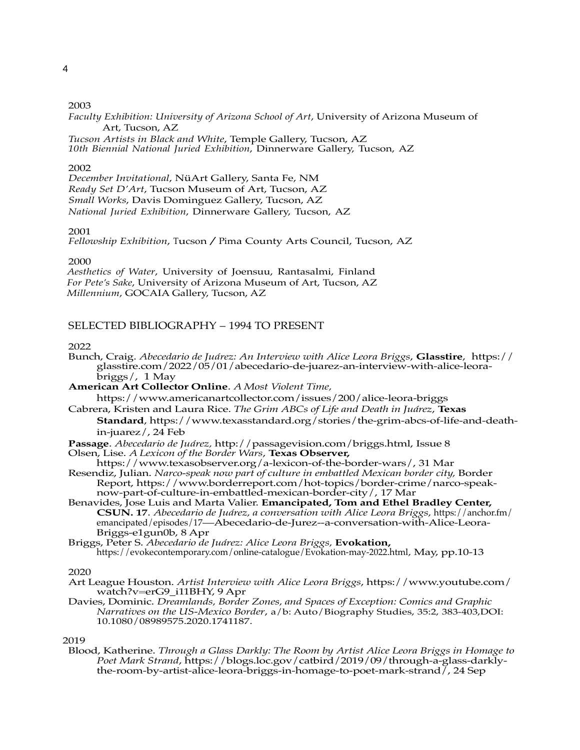2003

*Faculty Exhibition: University of Arizona School of Art*, University of Arizona Museum of Art, Tucson, AZ
*Tucson Artists in Black and White*, Temple Gallery, Tucson, AZ
*10th Biennial National Juried Exhibition*, Dinnerware Gallery, Tucson, AZ

2002

*December Invitational*, NüArt Gallery, Santa Fe, NM
*Ready Set D'Art*, Tucson Museum of Art, Tucson, AZ
*Small Works*, Davis Dominguez Gallery, Tucson, AZ
*National Juried Exhibition*, Dinnerware Gallery, Tucson, AZ

2001

*Fellowship Exhibition*, Tucson / Pima County Arts Council, Tucson, AZ

2000

*Aesthetics of Water*, University of Joensuu, Rantasalmi, Finland
*For Pete's Sake*, University of Arizona Museum of Art, Tucson, AZ
*Millennium*, GOCAIA Gallery, Tucson, AZ

## SELECTED BIBLIOGRAPHY – 1994 TO PRESENT

2022

Bunch, Craig. *Abecedario de Juárez: An Interview with Alice Leora Briggs*, **Glasstire**, https://glasstire.com/2022/05/01/abecedario-de-juarez-an-interview-with-alice-leora-briggs/, 1 May

**American Art Collector Online**. *A Most Violent Time,* https://www.americanartcollector.com/issues/200/alice-leora-briggs

Cabrera, Kristen and Laura Rice. *The Grim ABCs of Life and Death in Juárez*, **Texas Standard**, https://www.texasstandard.org/stories/the-grim-abcs-of-life-and-death-in-juarez/, 24 Feb

**Passage**. *Abecedario de Juárez,* http://passagevision.com/briggs.html, Issue 8

Olsen, Lise. *A Lexicon of the Border Wars*, **Texas Observer,** https://www.texasobserver.org/a-lexicon-of-the-border-wars/, 31 Mar

Resendiz, Julian. *Narco-speak now part of culture in embattled Mexican border city,* Border Report, https://www.borderreport.com/hot-topics/border-crime/narco-speak-now-part-of-culture-in-embattled-mexican-border-city/, 17 Mar

Benavides, Jose Luis and Marta Valier. **Emancipated, Tom and Ethel Bradley Center, CSUN. 17**. *Abecedario de Juárez, a conversation with Alice Leora Briggs,* https://anchor.fm/emancipated/episodes/17—-Abecedario-de-Jurez--a-conversation-with-Alice-Leora-Briggs-e1gun0b, 8 Apr

Briggs, Peter S. *Abecedario de Juárez: Alice Leora Briggs,* **Evokation,** https://evokecontemporary.com/online-catalogue/Evokation-may-2022.html, May, pp.10-13

2020

Art League Houston. *Artist Interview with Alice Leora Briggs*, https://www.youtube.com/watch?v=erG9_i11BHY, 9 Apr

Davies, Dominic. *Dreamlands, Border Zones, and Spaces of Exception: Comics and Graphic Narratives on the US-Mexico Border*, a/b: Auto/Biography Studies, 35:2, 383-403,DOI: 10.1080/08989575.2020.1741187.

2019

Blood, Katherine. *Through a Glass Darkly: The Room by Artist Alice Leora Briggs in Homage to Poet Mark Strand*, https://blogs.loc.gov/catbird/2019/09/through-a-glass-darkly-the-room-by-artist-alice-leora-briggs-in-homage-to-poet-mark-strand/, 24 Sep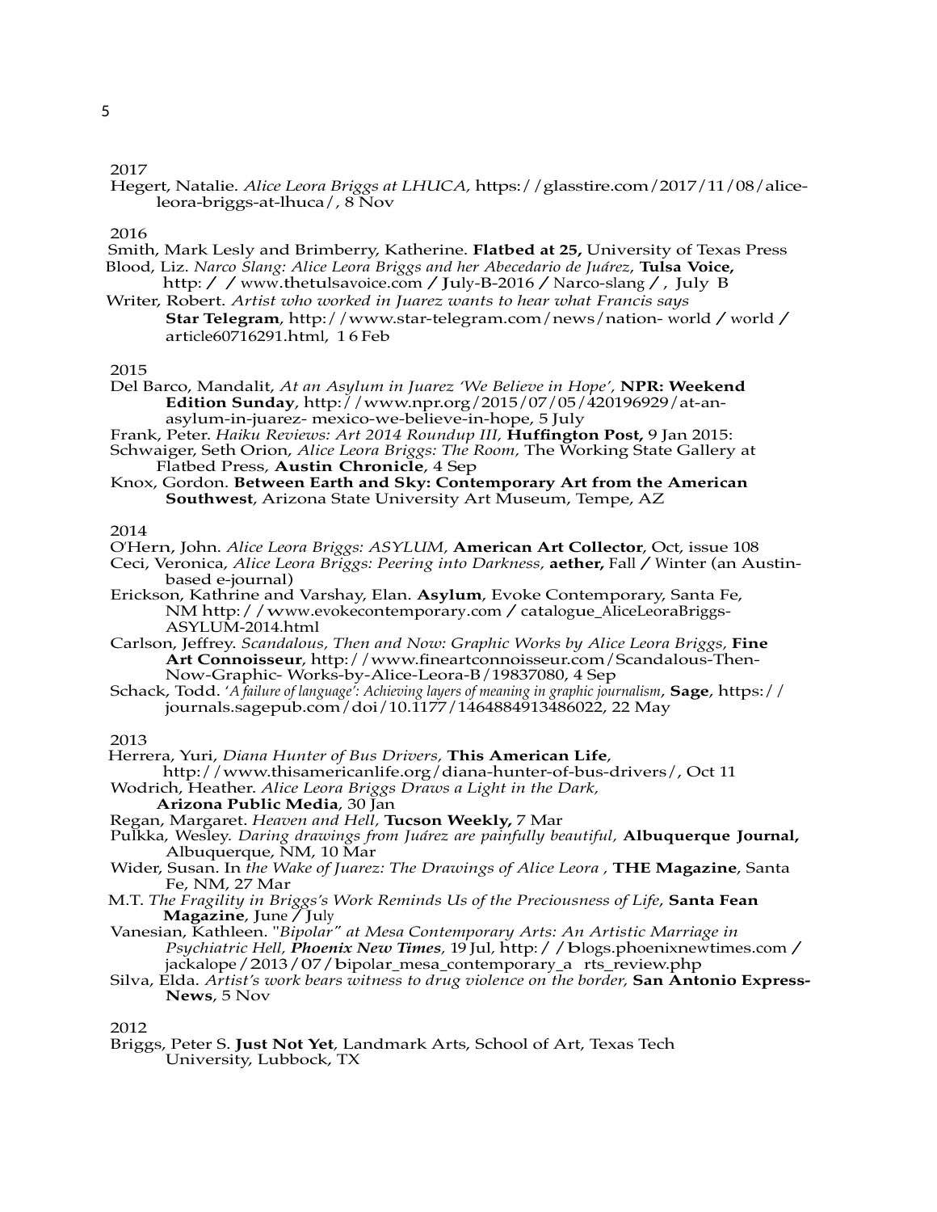2017

Hegert, Natalie. *Alice Leora Briggs at LHUCA*, https://glasstire.com/2017/11/08/alice-leora-briggs-at-lhuca/, 8 Nov

2016

Smith, Mark Lesly and Brimberry, Katherine. **Flatbed at 25,** University of Texas Press

Blood, Liz. *Narco Slang: Alice Leora Briggs and her Abecedario de Juárez*, **Tulsa Voice,** http: / / www.thetulsavoice.com / July-B-2016 / Narco-slang / , July B

Writer, Robert. *Artist who worked in Juarez wants to hear what Francis says* **Star Telegram**, http://www.star-telegram.com/news/nation- world / world / article60716291.html, 1 6 Feb

2015

Del Barco, Mandalit, *At an Asylum in Juarez 'We Believe in Hope'*, **NPR: Weekend Edition Sunday**, http://www.npr.org/2015/07/05/420196929/at-an-asylum-in-juarez- mexico-we-believe-in-hope, 5 July

Frank, Peter. *Haiku Reviews: Art 2014 Roundup III*, **Huffington Post,** 9 Jan 2015:

Schwaiger, Seth Orion, *Alice Leora Briggs: The Room*, The Working State Gallery at Flatbed Press, **Austin Chronicle**, 4 Sep

Knox, Gordon. **Between Earth and Sky: Contemporary Art from the American Southwest**, Arizona State University Art Museum, Tempe, AZ

2014

O'Hern, John. *Alice Leora Briggs: ASYLUM*, **American Art Collector**, Oct, issue 108

Ceci, Veronica, *Alice Leora Briggs: Peering into Darkness*, **aether,** Fall / Winter (an Austin-based e-journal)

Erickson, Kathrine and Varshay, Elan. **Asylum**, Evoke Contemporary, Santa Fe, NM http: / / www.evokecontemporary.com / catalogue_AliceLeoraBriggs-ASYLUM-2014.html

Carlson, Jeffrey. *Scandalous, Then and Now: Graphic Works by Alice Leora Briggs*, **Fine Art Connoisseur**, http://www.fineartconnoisseur.com/Scandalous-Then-Now-Graphic- Works-by-Alice-Leora-B/19837080, 4 Sep

Schack, Todd. *'A failure of language': Achieving layers of meaning in graphic journalism*, **Sage**, https://journals.sagepub.com/doi/10.1177/1464884913486022, 22 May

2013

Herrera, Yuri, *Diana Hunter of Bus Drivers*, **This American Life**, http://www.thisamericanlife.org/diana-hunter-of-bus-drivers/, Oct 11

Wodrich, Heather. *Alice Leora Briggs Draws a Light in the Dark*, **Arizona Public Media**, 30 Jan

Regan, Margaret. *Heaven and Hell*, **Tucson Weekly,** 7 Mar

Pulkka, Wesley. *Daring drawings from Juárez are painfully beautiful*, **Albuquerque Journal,** Albuquerque, NM, 10 Mar

Wider, Susan. In *the Wake of Juarez: The Drawings of Alice Leora* , **THE Magazine**, Santa Fe, NM, 27 Mar

M.T. *The Fragility in Briggs's Work Reminds Us of the Preciousness of Life*, **Santa Fean Magazine**, June / July

Vanesian, Kathleen. "*Bipolar" at Mesa Contemporary Arts: An Artistic Marriage in Psychiatric Hell*, ***Phoenix New Times***, 19 Jul, http: / / blogs.phoenixnewtimes.com / jackalope / 2013 / 07 / bipolar_mesa_contemporary_a rts_review.php

Silva, Elda. *Artist's work bears witness to drug violence on the border*, **San Antonio Express-News**, 5 Nov

2012

Briggs, Peter S. **Just Not Yet**, Landmark Arts, School of Art, Texas Tech University, Lubbock, TX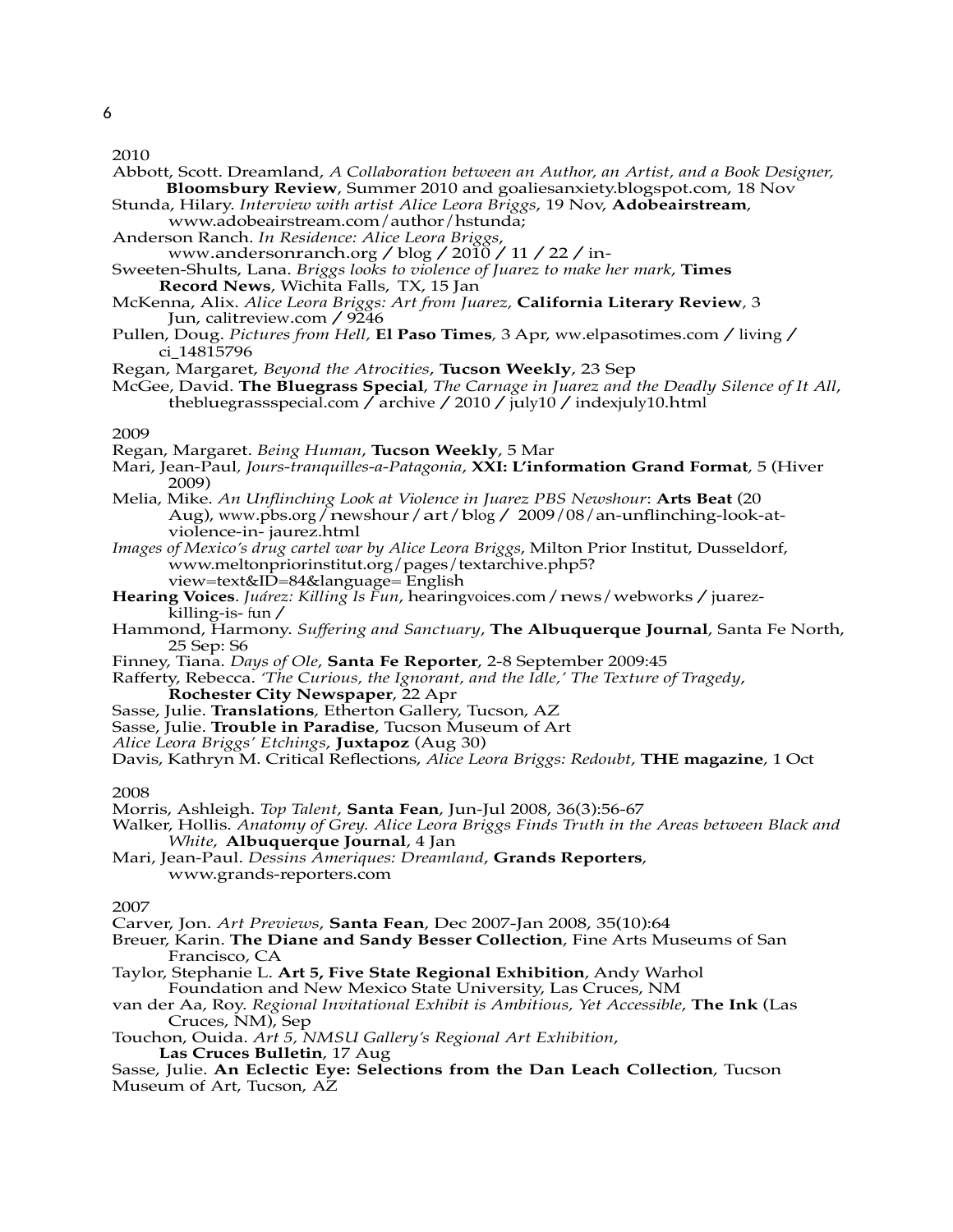2010

Abbott, Scott. Dreamland, *A Collaboration between an Author, an Artist, and a Book Designer,* **Bloomsbury Review**, Summer 2010 and goaliesanxiety.blogspot.com, 18 Nov

Stunda, Hilary. *Interview with artist Alice Leora Briggs*, 19 Nov, **Adobeairstream**, www.adobeairstream.com/author/hstunda;

Anderson Ranch. *In Residence: Alice Leora Briggs*, www.andersonranch.org / blog / 2010 / 11 / 22 / in-

Sweeten-Shults, Lana. *Briggs looks to violence of Juarez to make her mark*, **Times Record News**, Wichita Falls, TX, 15 Jan

McKenna, Alix. *Alice Leora Briggs: Art from Juarez,* **California Literary Review**, 3 Jun, calitreview.com / 9246

Pullen, Doug. *Pictures from Hell,* **El Paso Times**, 3 Apr, ww.elpasotimes.com / living / ci_14815796

Regan, Margaret, *Beyond the Atrocities*, **Tucson Weekly**, 23 Sep

McGee, David. **The Bluegrass Special**, *The Carnage in Juarez and the Deadly Silence of It All*, thebluegrassspecial.com / archive / 2010 / july10 / indexjuly10.html

2009

Regan, Margaret. *Being Human*, **Tucson Weekly**, 5 Mar

Mari, Jean-Paul, *Jours-tranquilles-a-Patagonia*, **XXI: L'information Grand Format**, 5 (Hiver 2009)

Melia, Mike. *An Unflinching Look at Violence in Juarez PBS Newshour*: **Arts Beat** (20 Aug), www.pbs.org/newshour/art/blog / 2009/08/an-unflinching-look-at-violence-in- jaurez.html

*Images of Mexico's drug cartel war by Alice Leora Briggs*, Milton Prior Institut, Dusseldorf, www.meltonpriorinstitut.org/pages/textarchive.php5?view=text&ID=84&language= English

**Hearing Voices**. *Juárez: Killing Is Fun*, hearingvoices.com/news/webworks / juarez-killing-is- fun /

Hammond, Harmony. *Suffering and Sanctuary*, **The Albuquerque Journal**, Santa Fe North, 25 Sep: S6

Finney, Tiana. *Days of Ole*, **Santa Fe Reporter**, 2-8 September 2009:45

Rafferty, Rebecca. *'The Curious, the Ignorant, and the Idle,' The Texture of Tragedy*, **Rochester City Newspaper**, 22 Apr

Sasse, Julie. **Translations**, Etherton Gallery, Tucson, AZ

Sasse, Julie. **Trouble in Paradise**, Tucson Museum of Art

*Alice Leora Briggs' Etchings*, **Juxtapoz** (Aug 30)

Davis, Kathryn M. Critical Reflections, *Alice Leora Briggs: Redoubt*, **THE magazine**, 1 Oct

2008

Morris, Ashleigh. *Top Talent*, **Santa Fean**, Jun-Jul 2008, 36(3):56-67

Walker, Hollis. *Anatomy of Grey. Alice Leora Briggs Finds Truth in the Areas between Black and White*, **Albuquerque Journal**, 4 Jan

Mari, Jean-Paul. *Dessins Ameriques: Dreamland*, **Grands Reporters**, www.grands-reporters.com

2007

Carver, Jon. *Art Previews*, **Santa Fean**, Dec 2007-Jan 2008, 35(10):64

Breuer, Karin. **The Diane and Sandy Besser Collection**, Fine Arts Museums of San Francisco, CA

Taylor, Stephanie L. **Art 5, Five State Regional Exhibition**, Andy Warhol Foundation and New Mexico State University, Las Cruces, NM

van der Aa, Roy. *Regional Invitational Exhibit is Ambitious, Yet Accessible*, **The Ink** (Las Cruces, NM), Sep

Touchon, Ouida. *Art 5, NMSU Gallery's Regional Art Exhibition*, **Las Cruces Bulletin**, 17 Aug

Sasse, Julie. **An Eclectic Eye: Selections from the Dan Leach Collection**, Tucson Museum of Art, Tucson, AZ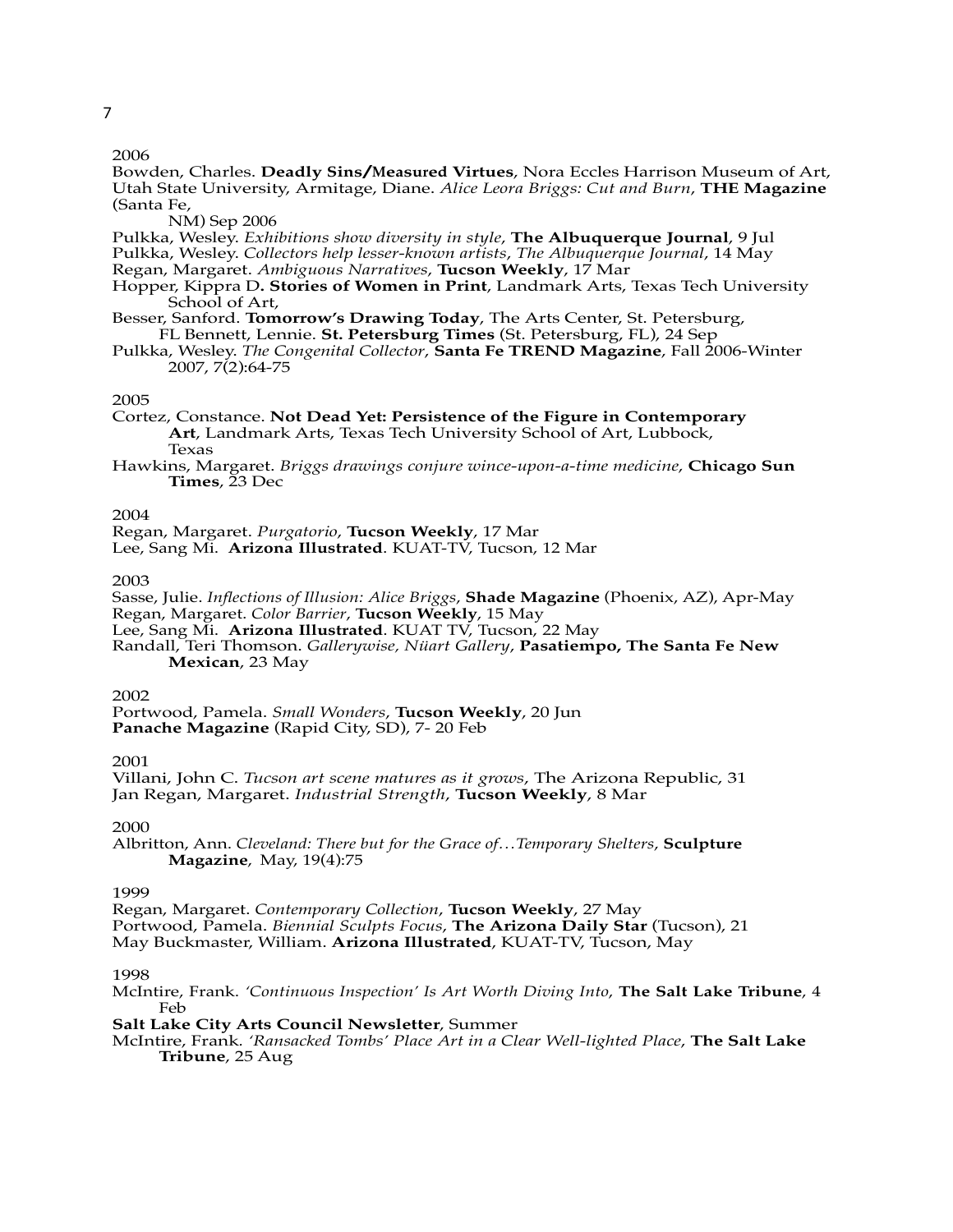2006

Bowden, Charles. **Deadly Sins/Measured Virtues**, Nora Eccles Harrison Museum of Art, Utah State University, Armitage, Diane. *Alice Leora Briggs: Cut and Burn*, **THE Magazine** (Santa Fe, NM) Sep 2006

Pulkka, Wesley. *Exhibitions show diversity in style*, **The Albuquerque Journal**, 9 Jul

Pulkka, Wesley. *Collectors help lesser-known artists*, *The Albuquerque Journal*, 14 May

Regan, Margaret. *Ambiguous Narratives*, **Tucson Weekly**, 17 Mar

Hopper, Kippra D**. Stories of Women in Print**, Landmark Arts, Texas Tech University School of Art,

Besser, Sanford. **Tomorrow's Drawing Today**, The Arts Center, St. Petersburg, FL Bennett, Lennie. **St. Petersburg Times** (St. Petersburg, FL), 24 Sep

Pulkka, Wesley. *The Congenital Collector*, **Santa Fe TREND Magazine**, Fall 2006-Winter 2007, 7(2):64-75

2005

Cortez, Constance. **Not Dead Yet: Persistence of the Figure in Contemporary Art**, Landmark Arts, Texas Tech University School of Art, Lubbock, Texas

Hawkins, Margaret. *Briggs drawings conjure wince-upon-a-time medicine*, **Chicago Sun Times**, 23 Dec

2004

Regan, Margaret. *Purgatorio*, **Tucson Weekly**, 17 Mar

Lee, Sang Mi. **Arizona Illustrated**. KUAT-TV, Tucson, 12 Mar

2003

Sasse, Julie. *Inflections of Illusion: Alice Briggs*, **Shade Magazine** (Phoenix, AZ), Apr-May

Regan, Margaret. *Color Barrier*, **Tucson Weekly**, 15 May

Lee, Sang Mi. **Arizona Illustrated**. KUAT TV, Tucson, 22 May

Randall, Teri Thomson. *Gallerywise, Nüart Gallery*, **Pasatiempo, The Santa Fe New Mexican**, 23 May

2002

Portwood, Pamela. *Small Wonders*, **Tucson Weekly**, 20 Jun

**Panache Magazine** (Rapid City, SD), 7- 20 Feb

2001

Villani, John C. *Tucson art scene matures as it grows*, The Arizona Republic, 31 Jan Regan, Margaret. *Industrial Strength*, **Tucson Weekly**, 8 Mar

2000

Albritton, Ann. *Cleveland: There but for the Grace of…Temporary Shelters*, **Sculpture Magazine**, May, 19(4):75

1999

Regan, Margaret. *Contemporary Collection*, **Tucson Weekly**, 27 May

Portwood, Pamela. *Biennial Sculpts Focus*, **The Arizona Daily Star** (Tucson), 21 May Buckmaster, William. **Arizona Illustrated**, KUAT-TV, Tucson, May

1998

McIntire, Frank. *'Continuous Inspection' Is Art Worth Diving Into*, **The Salt Lake Tribune**, 4 Feb

**Salt Lake City Arts Council Newsletter**, Summer

McIntire, Frank. *'Ransacked Tombs' Place Art in a Clear Well-lighted Place*, **The Salt Lake Tribune**, 25 Aug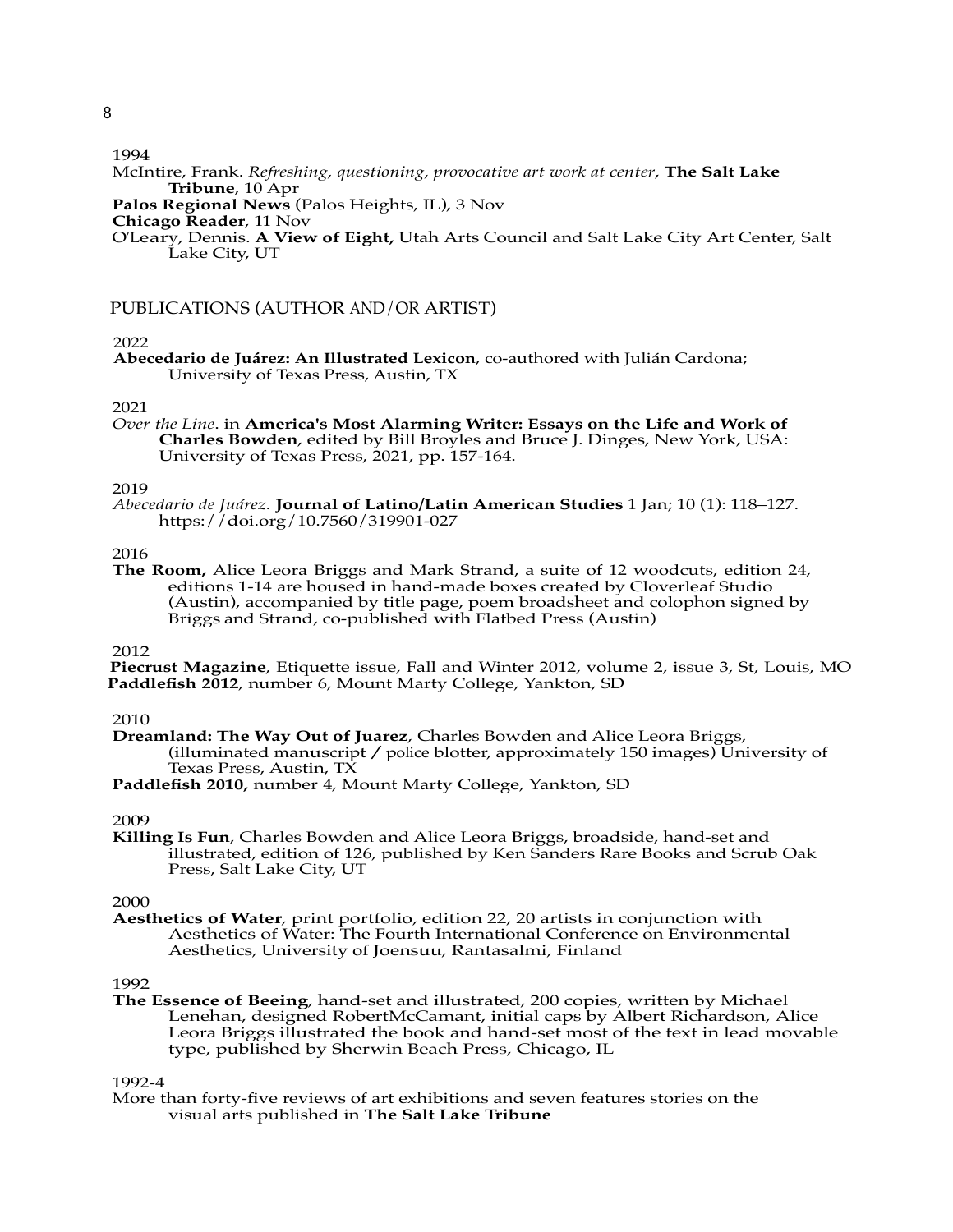1994

McIntire, Frank. *Refreshing, questioning, provocative art work at center*, **The Salt Lake Tribune**, 10 Apr

**Palos Regional News** (Palos Heights, IL), 3 Nov

**Chicago Reader**, 11 Nov

O'Leary, Dennis. **A View of Eight,** Utah Arts Council and Salt Lake City Art Center, Salt Lake City, UT

## PUBLICATIONS (AUTHOR AND/OR ARTIST)

2022

**Abecedario de Juárez: An Illustrated Lexicon**, co-authored with Julián Cardona; University of Texas Press, Austin, TX

2021

*Over the Line*. in **America's Most Alarming Writer: Essays on the Life and Work of Charles Bowden**, edited by Bill Broyles and Bruce J. Dinges, New York, USA: University of Texas Press, 2021, pp. 157-164.

2019

*Abecedario de Juárez.* **Journal of Latino/Latin American Studies** 1 Jan; 10 (1): 118–127. https://doi.org/10.7560/319901-027

2016

**The Room,** Alice Leora Briggs and Mark Strand, a suite of 12 woodcuts, edition 24, editions 1-14 are housed in hand-made boxes created by Cloverleaf Studio (Austin), accompanied by title page, poem broadsheet and colophon signed by Briggs and Strand, co-published with Flatbed Press (Austin)

2012

**Piecrust Magazine**, Etiquette issue, Fall and Winter 2012, volume 2, issue 3, St, Louis, MO

**Paddlefish 2012**, number 6, Mount Marty College, Yankton, SD

2010

**Dreamland: The Way Out of Juarez**, Charles Bowden and Alice Leora Briggs, (illuminated manuscript / police blotter, approximately 150 images) University of Texas Press, Austin, TX

**Paddlefish 2010,** number 4, Mount Marty College, Yankton, SD

2009

**Killing Is Fun**, Charles Bowden and Alice Leora Briggs, broadside, hand-set and illustrated, edition of 126, published by Ken Sanders Rare Books and Scrub Oak Press, Salt Lake City, UT

2000

**Aesthetics of Water**, print portfolio, edition 22, 20 artists in conjunction with Aesthetics of Water: The Fourth International Conference on Environmental Aesthetics, University of Joensuu, Rantasalmi, Finland

1992

**The Essence of Beeing**, hand-set and illustrated, 200 copies, written by Michael Lenehan, designed RobertMcCamant, initial caps by Albert Richardson, Alice Leora Briggs illustrated the book and hand-set most of the text in lead movable type, published by Sherwin Beach Press, Chicago, IL

1992-4

More than forty-five reviews of art exhibitions and seven features stories on the visual arts published in **The Salt Lake Tribune**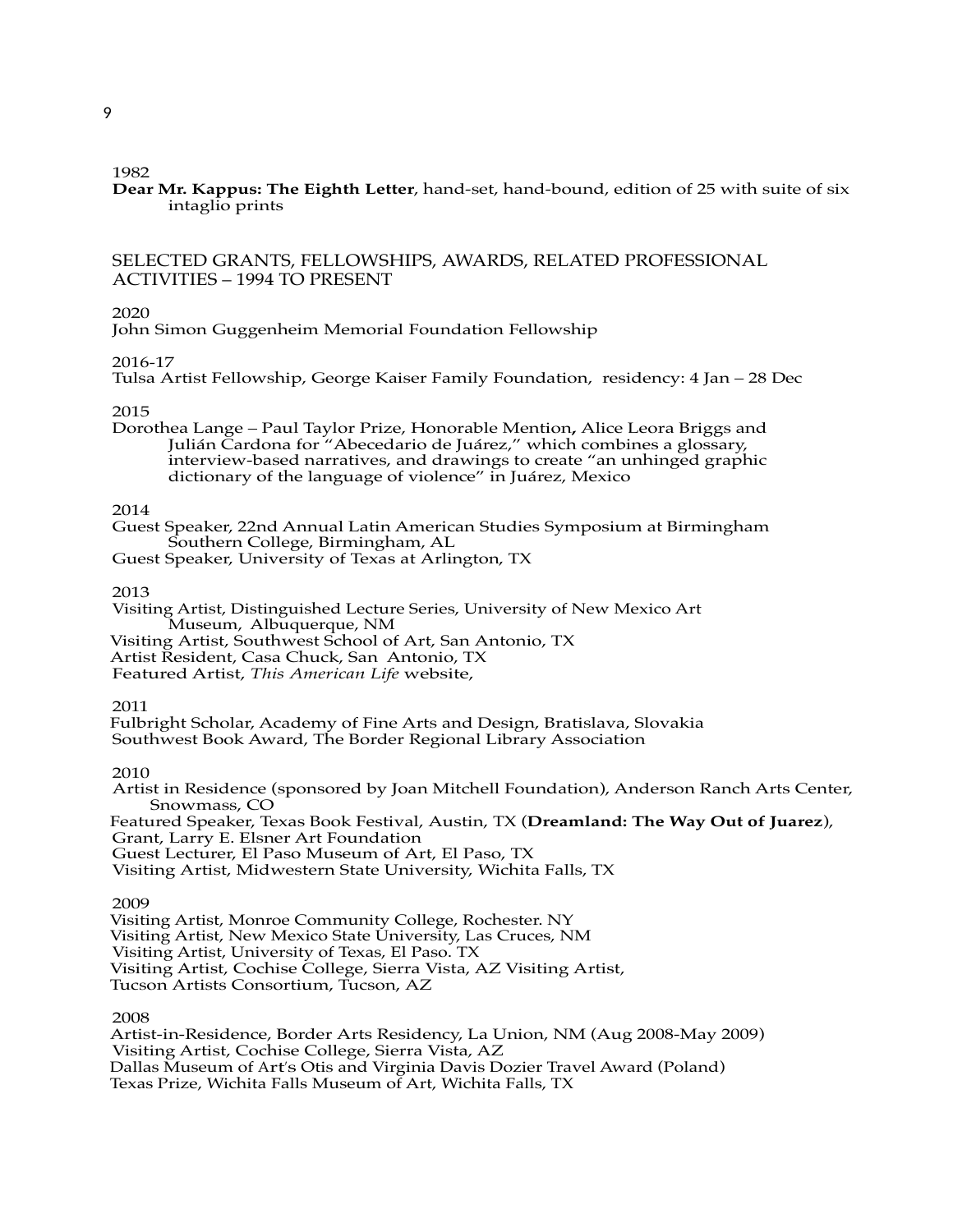1982

**Dear Mr. Kappus: The Eighth Letter**, hand-set, hand-bound, edition of 25 with suite of six intaglio prints

## SELECTED GRANTS, FELLOWSHIPS, AWARDS, RELATED PROFESSIONAL ACTIVITIES – 1994 TO PRESENT

2020

John Simon Guggenheim Memorial Foundation Fellowship

2016-17

Tulsa Artist Fellowship, George Kaiser Family Foundation, residency: 4 Jan – 28 Dec

2015

Dorothea Lange – Paul Taylor Prize, Honorable Mention**,** Alice Leora Briggs and Julián Cardona for "Abecedario de Juárez," which combines a glossary, interview-based narratives, and drawings to create "an unhinged graphic dictionary of the language of violence" in Juárez, Mexico

2014

Guest Speaker, 22nd Annual Latin American Studies Symposium at Birmingham Southern College, Birmingham, AL
Guest Speaker, University of Texas at Arlington, TX

2013

Visiting Artist, Distinguished Lecture Series, University of New Mexico Art Museum, Albuquerque, NM
Visiting Artist, Southwest School of Art, San Antonio, TX
Artist Resident, Casa Chuck, San Antonio, TX
Featured Artist, *This American Life* website,

2011

Fulbright Scholar, Academy of Fine Arts and Design, Bratislava, Slovakia
Southwest Book Award, The Border Regional Library Association

2010

Artist in Residence (sponsored by Joan Mitchell Foundation), Anderson Ranch Arts Center, Snowmass, CO
Featured Speaker, Texas Book Festival, Austin, TX (**Dreamland: The Way Out of Juarez**),
Grant, Larry E. Elsner Art Foundation
Guest Lecturer, El Paso Museum of Art, El Paso, TX
Visiting Artist, Midwestern State University, Wichita Falls, TX

2009

Visiting Artist, Monroe Community College, Rochester. NY
Visiting Artist, New Mexico State University, Las Cruces, NM
Visiting Artist, University of Texas, El Paso. TX
Visiting Artist, Cochise College, Sierra Vista, AZ Visiting Artist,
Tucson Artists Consortium, Tucson, AZ

2008

Artist-in-Residence, Border Arts Residency, La Union, NM (Aug 2008-May 2009)
Visiting Artist, Cochise College, Sierra Vista, AZ
Dallas Museum of Art's Otis and Virginia Davis Dozier Travel Award (Poland)
Texas Prize, Wichita Falls Museum of Art, Wichita Falls, TX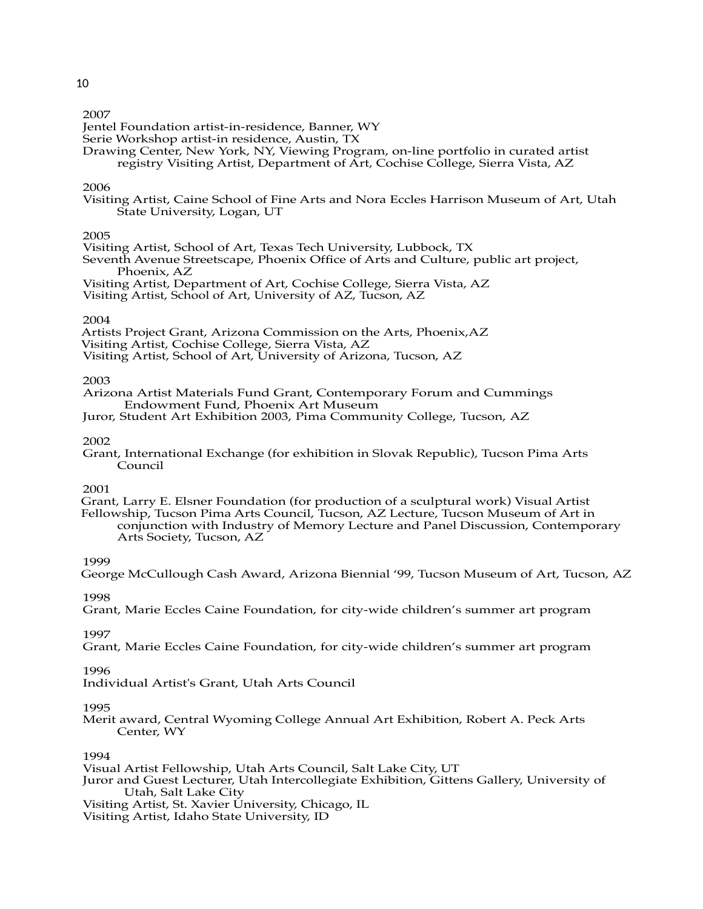2007

Jentel Foundation artist-in-residence, Banner, WY
Serie Workshop artist-in residence, Austin, TX
Drawing Center, New York, NY, Viewing Program, on-line portfolio in curated artist registry Visiting Artist, Department of Art, Cochise College, Sierra Vista, AZ

2006

Visiting Artist, Caine School of Fine Arts and Nora Eccles Harrison Museum of Art, Utah State University, Logan, UT

2005

Visiting Artist, School of Art, Texas Tech University, Lubbock, TX
Seventh Avenue Streetscape, Phoenix Office of Arts and Culture, public art project, Phoenix, AZ
Visiting Artist, Department of Art, Cochise College, Sierra Vista, AZ
Visiting Artist, School of Art, University of AZ, Tucson, AZ

2004

Artists Project Grant, Arizona Commission on the Arts, Phoenix,AZ
Visiting Artist, Cochise College, Sierra Vista, AZ
Visiting Artist, School of Art, University of Arizona, Tucson, AZ

2003

Arizona Artist Materials Fund Grant, Contemporary Forum and Cummings Endowment Fund, Phoenix Art Museum
Juror, Student Art Exhibition 2003, Pima Community College, Tucson, AZ

2002

Grant, International Exchange (for exhibition in Slovak Republic), Tucson Pima Arts Council

2001

Grant, Larry E. Elsner Foundation (for production of a sculptural work) Visual Artist Fellowship, Tucson Pima Arts Council, Tucson, AZ Lecture, Tucson Museum of Art in conjunction with Industry of Memory Lecture and Panel Discussion, Contemporary Arts Society, Tucson, AZ

1999

George McCullough Cash Award, Arizona Biennial '99, Tucson Museum of Art, Tucson, AZ

1998

Grant, Marie Eccles Caine Foundation, for city-wide children's summer art program

1997

Grant, Marie Eccles Caine Foundation, for city-wide children's summer art program

1996

Individual Artist's Grant, Utah Arts Council

1995

Merit award, Central Wyoming College Annual Art Exhibition, Robert A. Peck Arts Center, WY

1994

Visual Artist Fellowship, Utah Arts Council, Salt Lake City, UT
Juror and Guest Lecturer, Utah Intercollegiate Exhibition, Gittens Gallery, University of Utah, Salt Lake City
Visiting Artist, St. Xavier University, Chicago, IL
Visiting Artist, Idaho State University, ID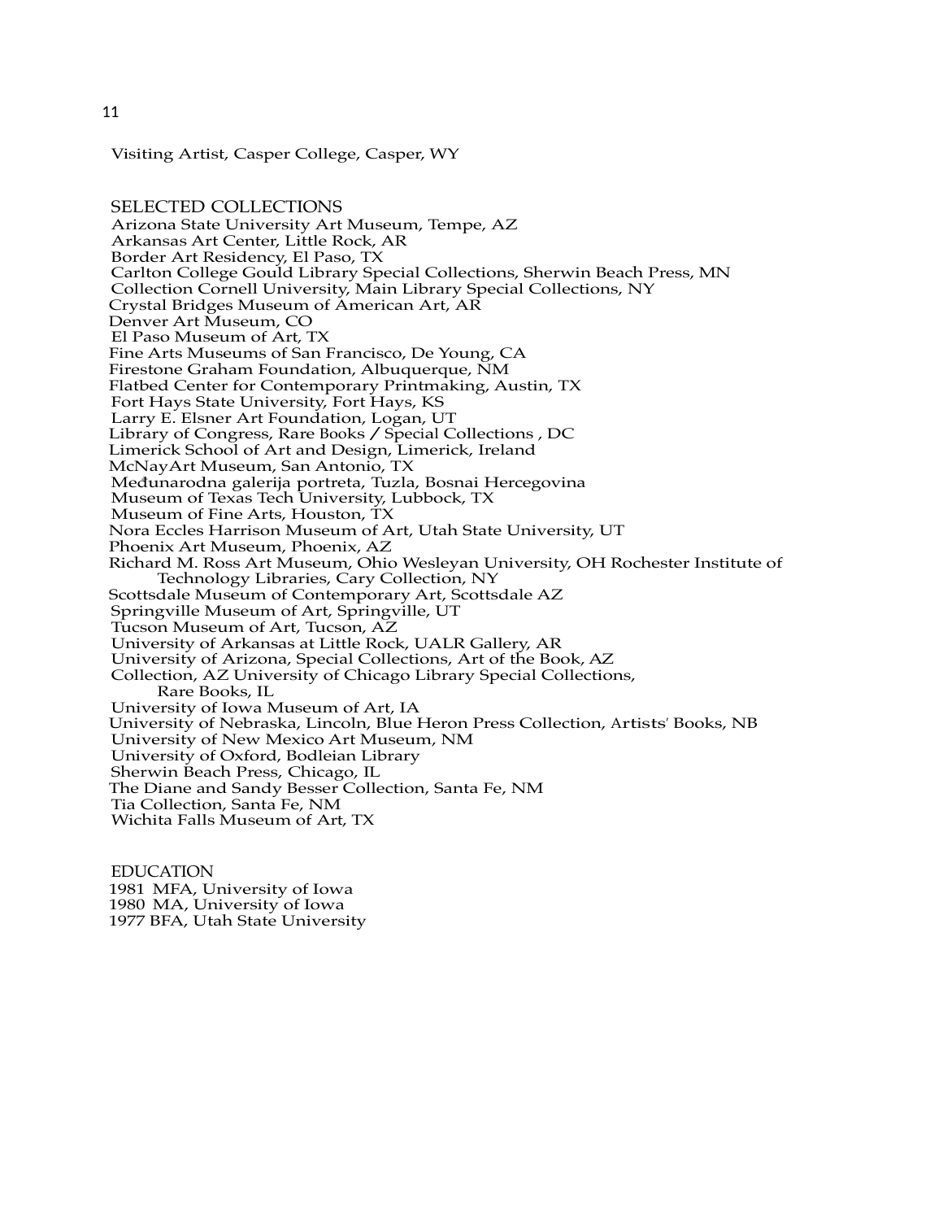Visiting Artist, Casper College, Casper, WY

## SELECTED COLLECTIONS

Arizona State University Art Museum, Tempe, AZ
Arkansas Art Center, Little Rock, AR
Border Art Residency, El Paso, TX
Carlton College Gould Library Special Collections, Sherwin Beach Press, MN
Collection Cornell University, Main Library Special Collections, NY
Crystal Bridges Museum of American Art, AR
Denver Art Museum, CO
El Paso Museum of Art, TX
Fine Arts Museums of San Francisco, De Young, CA
Firestone Graham Foundation, Albuquerque, NM
Flatbed Center for Contemporary Printmaking, Austin, TX
Fort Hays State University, Fort Hays, KS
Larry E. Elsner Art Foundation, Logan, UT
Library of Congress, Rare Books / Special Collections , DC
Limerick School of Art and Design, Limerick, Ireland
McNayArt Museum, San Antonio, TX
Međunarodna galerija portreta, Tuzla, Bosnai Hercegovina
Museum of Texas Tech University, Lubbock, TX
Museum of Fine Arts, Houston, TX
Nora Eccles Harrison Museum of Art, Utah State University, UT
Phoenix Art Museum, Phoenix, AZ
Richard M. Ross Art Museum, Ohio Wesleyan University, OH Rochester Institute of Technology Libraries, Cary Collection, NY
Scottsdale Museum of Contemporary Art, Scottsdale AZ
Springville Museum of Art, Springville, UT
Tucson Museum of Art, Tucson, AZ
University of Arkansas at Little Rock, UALR Gallery, AR
University of Arizona, Special Collections, Art of the Book, AZ
Collection, AZ University of Chicago Library Special Collections, Rare Books, IL
University of Iowa Museum of Art, IA
University of Nebraska, Lincoln, Blue Heron Press Collection, Artists' Books, NB
University of New Mexico Art Museum, NM
University of Oxford, Bodleian Library
Sherwin Beach Press, Chicago, IL
The Diane and Sandy Besser Collection, Santa Fe, NM
Tia Collection, Santa Fe, NM
Wichita Falls Museum of Art, TX

## EDUCATION

1981 MFA, University of Iowa
1980 MA, University of Iowa
1977 BFA, Utah State University